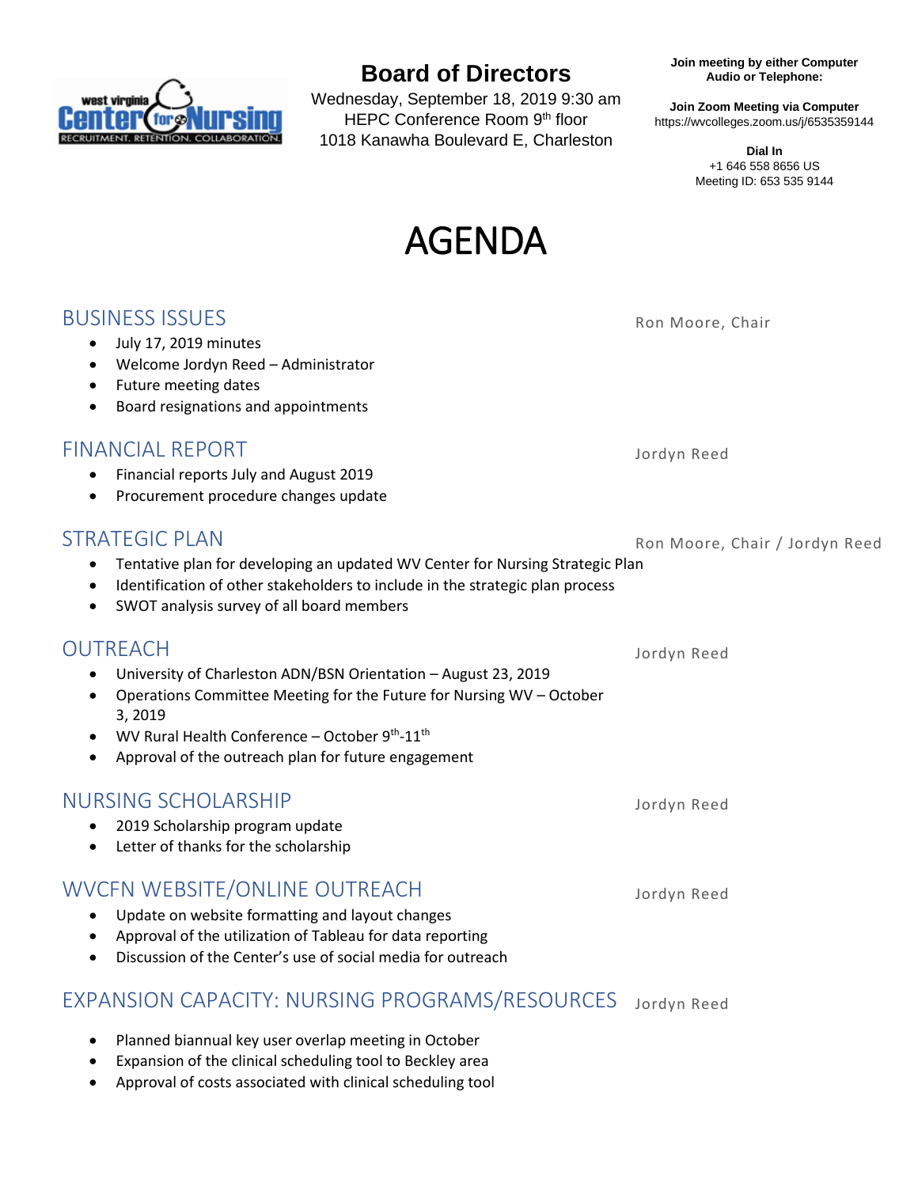# Board of Directors

Wednesday, September 18, 2019 9:30 am
HEPC Conference Room 9th floor
1018 Kanawha Boulevard E, Charleston

**Join meeting by either Computer Audio or Telephone:**

**Join Zoom Meeting via Computer**
https://wvcolleges.zoom.us/j/6535359144

**Dial In**
+1 646 558 8656 US
Meeting ID: 653 535 9144

# AGENDA

## BUSINESS ISSUES

Ron Moore, Chair

- July 17, 2019 minutes
- Welcome Jordyn Reed – Administrator
- Future meeting dates
- Board resignations and appointments

## FINANCIAL REPORT

Jordyn Reed

- Financial reports July and August 2019
- Procurement procedure changes update

## STRATEGIC PLAN

Ron Moore, Chair / Jordyn Reed

- Tentative plan for developing an updated WV Center for Nursing Strategic Plan
- Identification of other stakeholders to include in the strategic plan process
- SWOT analysis survey of all board members

## OUTREACH

Jordyn Reed

- University of Charleston ADN/BSN Orientation – August 23, 2019
- Operations Committee Meeting for the Future for Nursing WV – October 3, 2019
- WV Rural Health Conference – October 9th-11th
- Approval of the outreach plan for future engagement

## NURSING SCHOLARSHIP

Jordyn Reed

- 2019 Scholarship program update
- Letter of thanks for the scholarship

## WVCFN WEBSITE/ONLINE OUTREACH

Jordyn Reed

- Update on website formatting and layout changes
- Approval of the utilization of Tableau for data reporting
- Discussion of the Center's use of social media for outreach

## EXPANSION CAPACITY: NURSING PROGRAMS/RESOURCES

Jordyn Reed

- Planned biannual key user overlap meeting in October
- Expansion of the clinical scheduling tool to Beckley area
- Approval of costs associated with clinical scheduling tool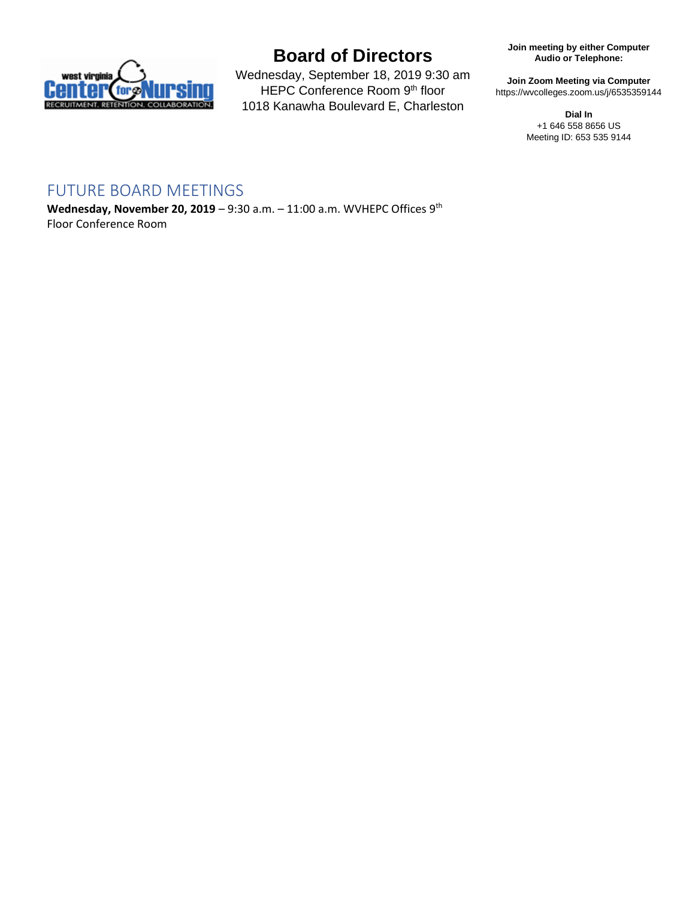# Board of Directors

Wednesday, September 18, 2019 9:30 am
HEPC Conference Room 9th floor
1018 Kanawha Boulevard E, Charleston

**Join meeting by either Computer Audio or Telephone:**

**Join Zoom Meeting via Computer**
https://wvcolleges.zoom.us/j/6535359144

**Dial In**
+1 646 558 8656 US
Meeting ID: 653 535 9144

## FUTURE BOARD MEETINGS

**Wednesday, November 20, 2019** – 9:30 a.m. – 11:00 a.m. WVHEPC Offices 9th Floor Conference Room